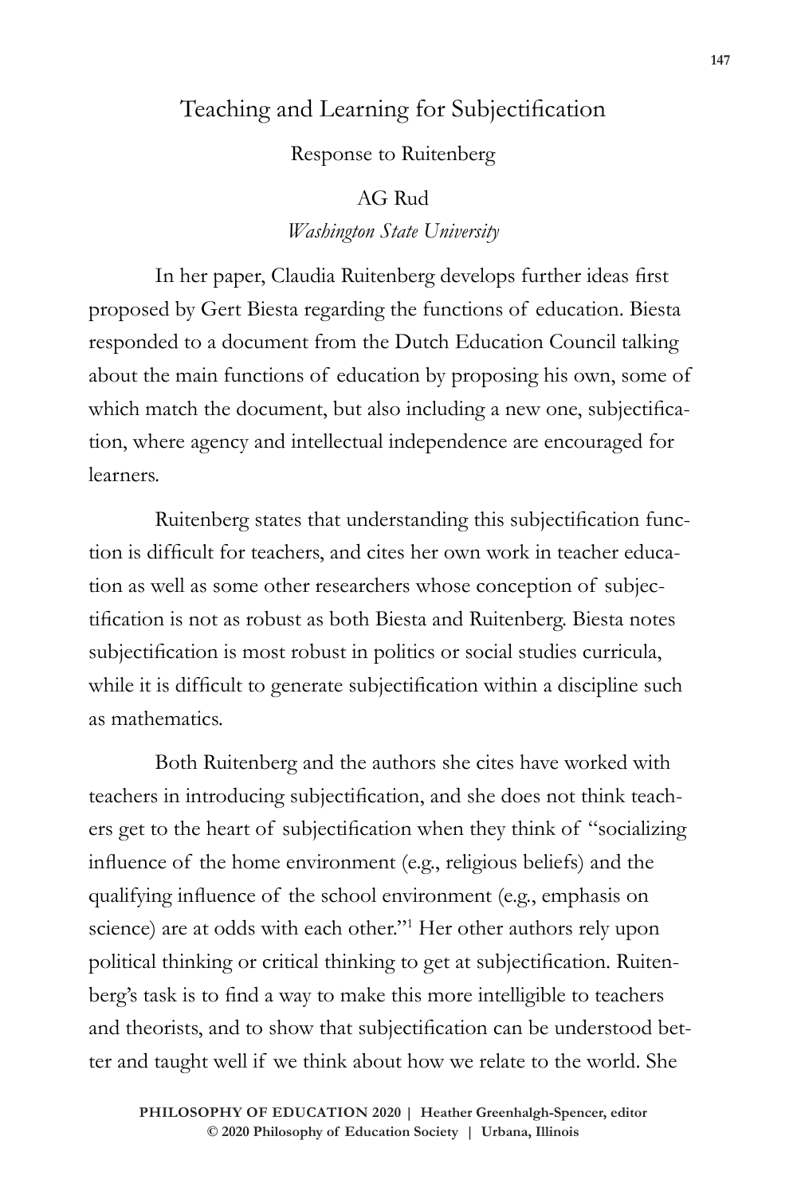# Teaching and Learning for Subjectification

## Response to Ruitenberg

AG Rud

*Washington State University*

In her paper, Claudia Ruitenberg develops further ideas first proposed by Gert Biesta regarding the functions of education. Biesta responded to a document from the Dutch Education Council talking about the main functions of education by proposing his own, some of which match the document, but also including a new one, subjectification, where agency and intellectual independence are encouraged for learners.

Ruitenberg states that understanding this subjectification function is difficult for teachers, and cites her own work in teacher education as well as some other researchers whose conception of subjectification is not as robust as both Biesta and Ruitenberg. Biesta notes subjectification is most robust in politics or social studies curricula, while it is difficult to generate subjectification within a discipline such as mathematics.

Both Ruitenberg and the authors she cites have worked with teachers in introducing subjectification, and she does not think teachers get to the heart of subjectification when they think of "socializing influence of the home environment (e.g., religious beliefs) and the qualifying influence of the school environment (e.g., emphasis on science) are at odds with each other."[1] Her other authors rely upon political thinking or critical thinking to get at subjectification. Ruitenberg's task is to find a way to make this more intelligible to teachers and theorists, and to show that subjectification can be understood better and taught well if we think about how we relate to the world. She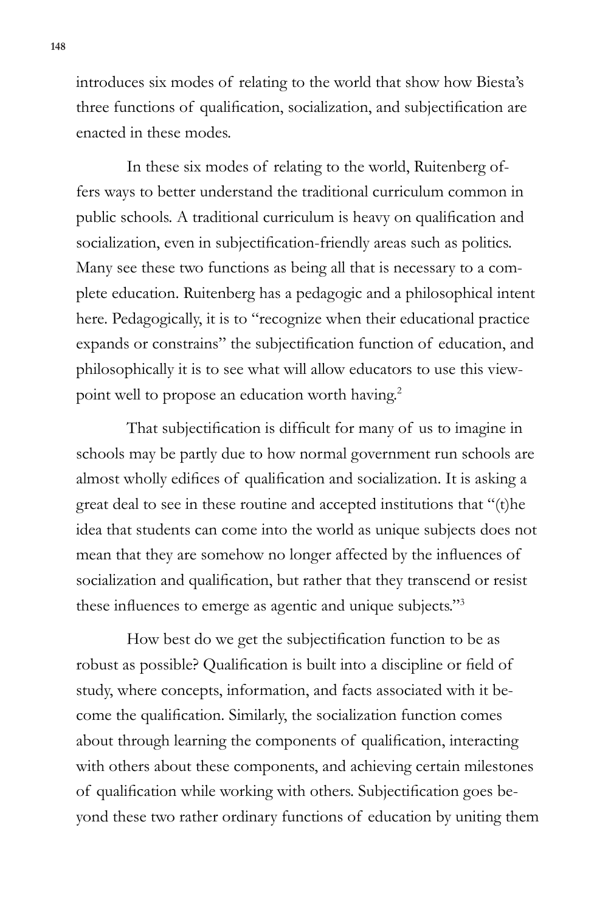introduces six modes of relating to the world that show how Biesta's three functions of qualification, socialization, and subjectification are enacted in these modes.

In these six modes of relating to the world, Ruitenberg offers ways to better understand the traditional curriculum common in public schools. A traditional curriculum is heavy on qualification and socialization, even in subjectification-friendly areas such as politics. Many see these two functions as being all that is necessary to a complete education. Ruitenberg has a pedagogic and a philosophical intent here. Pedagogically, it is to "recognize when their educational practice expands or constrains" the subjectification function of education, and philosophically it is to see what will allow educators to use this viewpoint well to propose an education worth having.[2]

That subjectification is difficult for many of us to imagine in schools may be partly due to how normal government run schools are almost wholly edifices of qualification and socialization. It is asking a great deal to see in these routine and accepted institutions that "(t)he idea that students can come into the world as unique subjects does not mean that they are somehow no longer affected by the influences of socialization and qualification, but rather that they transcend or resist these influences to emerge as agentic and unique subjects."[3]

How best do we get the subjectification function to be as robust as possible? Qualification is built into a discipline or field of study, where concepts, information, and facts associated with it become the qualification. Similarly, the socialization function comes about through learning the components of qualification, interacting with others about these components, and achieving certain milestones of qualification while working with others. Subjectification goes beyond these two rather ordinary functions of education by uniting them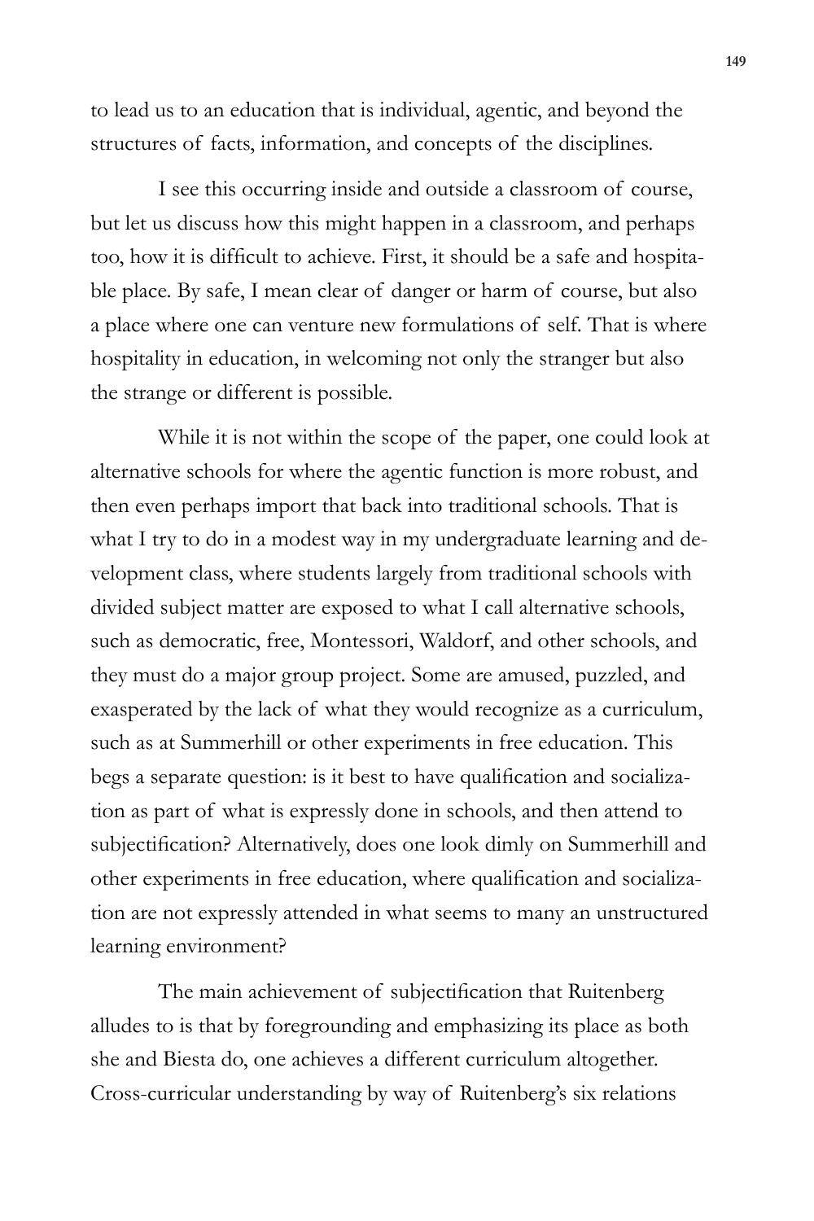to lead us to an education that is individual, agentic, and beyond the structures of facts, information, and concepts of the disciplines.

I see this occurring inside and outside a classroom of course, but let us discuss how this might happen in a classroom, and perhaps too, how it is difficult to achieve. First, it should be a safe and hospitable place. By safe, I mean clear of danger or harm of course, but also a place where one can venture new formulations of self. That is where hospitality in education, in welcoming not only the stranger but also the strange or different is possible.

While it is not within the scope of the paper, one could look at alternative schools for where the agentic function is more robust, and then even perhaps import that back into traditional schools. That is what I try to do in a modest way in my undergraduate learning and development class, where students largely from traditional schools with divided subject matter are exposed to what I call alternative schools, such as democratic, free, Montessori, Waldorf, and other schools, and they must do a major group project. Some are amused, puzzled, and exasperated by the lack of what they would recognize as a curriculum, such as at Summerhill or other experiments in free education. This begs a separate question: is it best to have qualification and socialization as part of what is expressly done in schools, and then attend to subjectification? Alternatively, does one look dimly on Summerhill and other experiments in free education, where qualification and socialization are not expressly attended in what seems to many an unstructured learning environment?

The main achievement of subjectification that Ruitenberg alludes to is that by foregrounding and emphasizing its place as both she and Biesta do, one achieves a different curriculum altogether. Cross-curricular understanding by way of Ruitenberg's six relations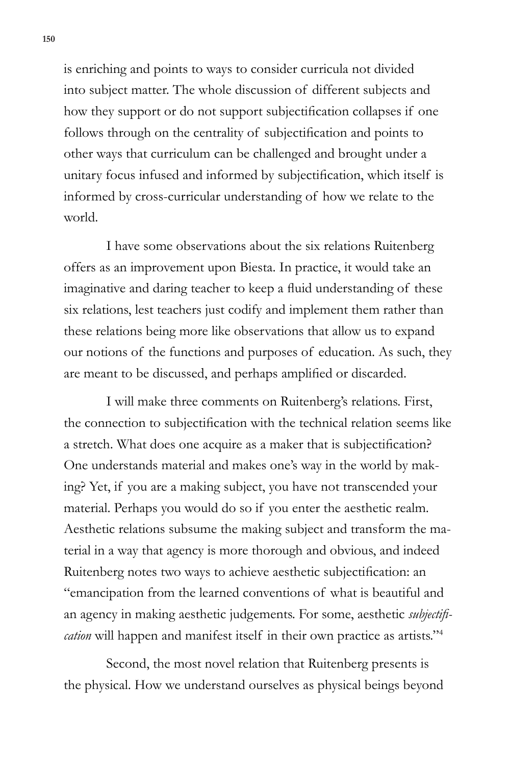is enriching and points to ways to consider curricula not divided into subject matter. The whole discussion of different subjects and how they support or do not support subjectification collapses if one follows through on the centrality of subjectification and points to other ways that curriculum can be challenged and brought under a unitary focus infused and informed by subjectification, which itself is informed by cross-curricular understanding of how we relate to the world.

I have some observations about the six relations Ruitenberg offers as an improvement upon Biesta. In practice, it would take an imaginative and daring teacher to keep a fluid understanding of these six relations, lest teachers just codify and implement them rather than these relations being more like observations that allow us to expand our notions of the functions and purposes of education. As such, they are meant to be discussed, and perhaps amplified or discarded.

I will make three comments on Ruitenberg's relations. First, the connection to subjectification with the technical relation seems like a stretch. What does one acquire as a maker that is subjectification? One understands material and makes one's way in the world by making? Yet, if you are a making subject, you have not transcended your material. Perhaps you would do so if you enter the aesthetic realm. Aesthetic relations subsume the making subject and transform the material in a way that agency is more thorough and obvious, and indeed Ruitenberg notes two ways to achieve aesthetic subjectification: an "emancipation from the learned conventions of what is beautiful and an agency in making aesthetic judgements. For some, aesthetic *subjectification* will happen and manifest itself in their own practice as artists."[4]

Second, the most novel relation that Ruitenberg presents is the physical. How we understand ourselves as physical beings beyond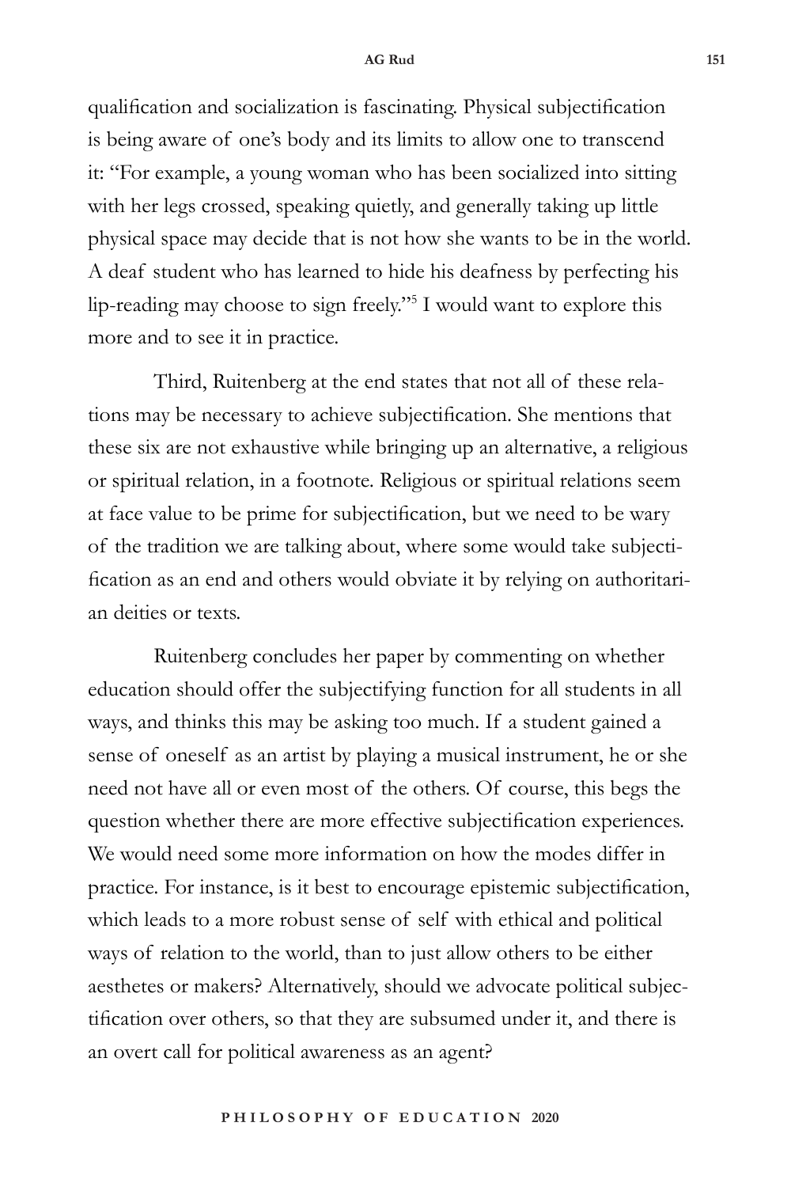qualification and socialization is fascinating. Physical subjectification is being aware of one's body and its limits to allow one to transcend it: "For example, a young woman who has been socialized into sitting with her legs crossed, speaking quietly, and generally taking up little physical space may decide that is not how she wants to be in the world. A deaf student who has learned to hide his deafness by perfecting his lip-reading may choose to sign freely."[5] I would want to explore this more and to see it in practice.

Third, Ruitenberg at the end states that not all of these relations may be necessary to achieve subjectification. She mentions that these six are not exhaustive while bringing up an alternative, a religious or spiritual relation, in a footnote. Religious or spiritual relations seem at face value to be prime for subjectification, but we need to be wary of the tradition we are talking about, where some would take subjectification as an end and others would obviate it by relying on authoritarian deities or texts.

Ruitenberg concludes her paper by commenting on whether education should offer the subjectifying function for all students in all ways, and thinks this may be asking too much. If a student gained a sense of oneself as an artist by playing a musical instrument, he or she need not have all or even most of the others. Of course, this begs the question whether there are more effective subjectification experiences. We would need some more information on how the modes differ in practice. For instance, is it best to encourage epistemic subjectification, which leads to a more robust sense of self with ethical and political ways of relation to the world, than to just allow others to be either aesthetes or makers? Alternatively, should we advocate political subjectification over others, so that they are subsumed under it, and there is an overt call for political awareness as an agent?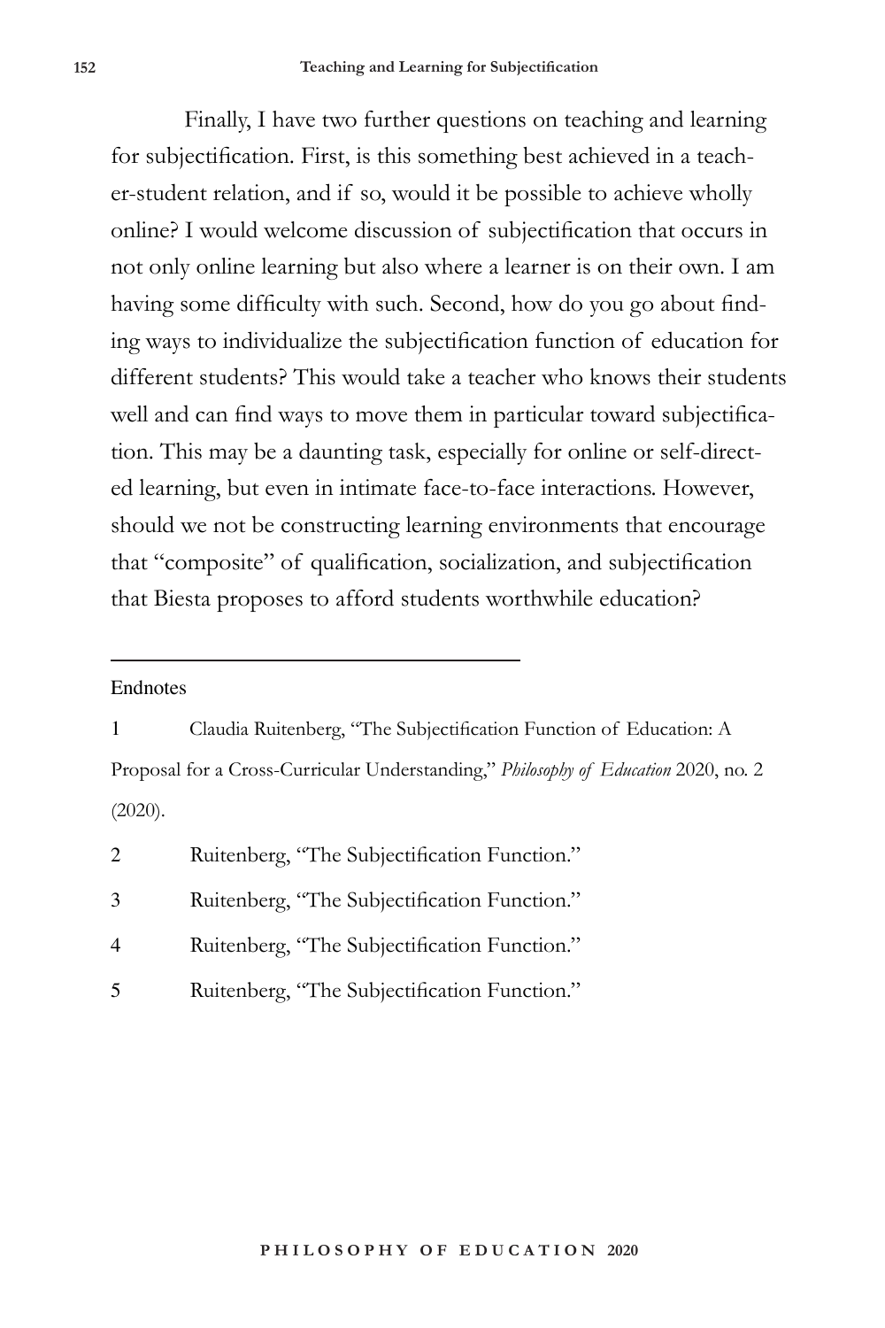Finally, I have two further questions on teaching and learning for subjectification. First, is this something best achieved in a teacher-student relation, and if so, would it be possible to achieve wholly online? I would welcome discussion of subjectification that occurs in not only online learning but also where a learner is on their own. I am having some difficulty with such. Second, how do you go about finding ways to individualize the subjectification function of education for different students? This would take a teacher who knows their students well and can find ways to move them in particular toward subjectification. This may be a daunting task, especially for online or self-directed learning, but even in intimate face-to-face interactions. However, should we not be constructing learning environments that encourage that "composite" of qualification, socialization, and subjectification that Biesta proposes to afford students worthwhile education?

---

Endnotes

1 Claudia Ruitenberg, "The Subjectification Function of Education: A Proposal for a Cross-Curricular Understanding," *Philosophy of Education* 2020, no. 2 (2020).

2 Ruitenberg, "The Subjectification Function."

3 Ruitenberg, "The Subjectification Function."

4 Ruitenberg, "The Subjectification Function."

5 Ruitenberg, "The Subjectification Function."